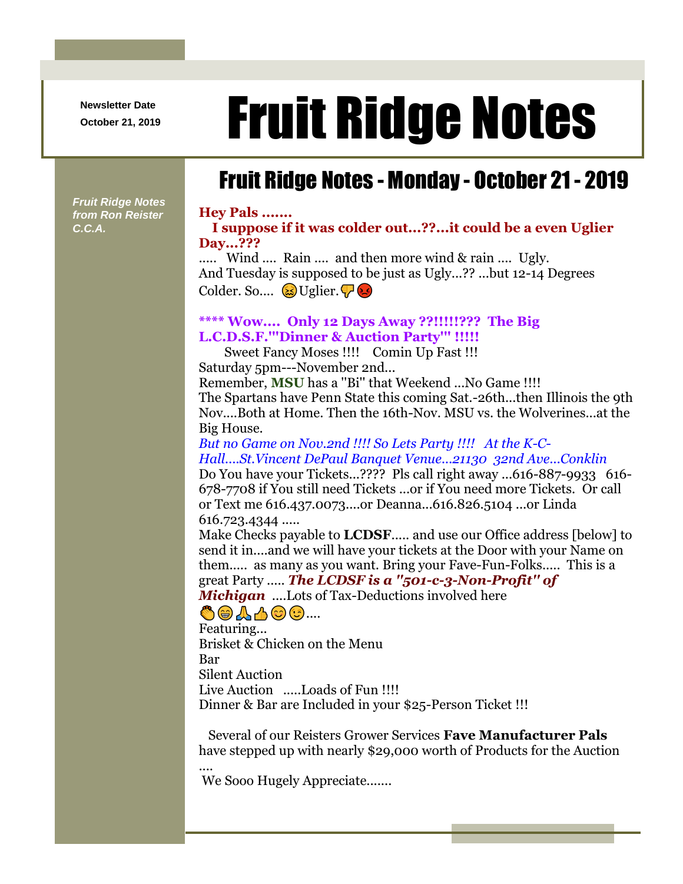Newsletter Date
October 21, 2019

# Fruit Ridge Notes

*Fruit Ridge Notes from Ron Reister C.C.A.*

## Fruit Ridge Notes - Monday - October 21 - 2019

**Hey Pals .......**
**I suppose if it was colder out...??...it could be a even Uglier Day...???**
..... Wind .... Rain .... and then more wind & rain .... Ugly.
And Tuesday is supposed to be just as Ugly...?? ...but 12-14 Degrees Colder. So.... 😖Uglier.👎😡

**\*\*\*\* Wow.... Only 12 Days Away ??!!!!!??? The Big L.C.D.S.F.'"Dinner & Auction Party'" !!!!!**
Sweet Fancy Moses !!!! Comin Up Fast !!!
Saturday 5pm---November 2nd...
Remember, **MSU** has a "Bi" that Weekend ...No Game !!!!
The Spartans have Penn State this coming Sat.-26th...then Illinois the 9th Nov....Both at Home. Then the 16th-Nov. MSU vs. the Wolverines...at the Big House.
*But no Game on Nov.2nd !!!! So Lets Party !!!! At the K-C-Hall....St.Vincent DePaul Banquet Venue...21130 32nd Ave...Conklin*
Do You have your Tickets...???? Pls call right away ...616-887-9933 616-678-7708 if You still need Tickets ...or if You need more Tickets. Or call or Text me 616.437.0073....or Deanna...616.826.5104 ...or Linda 616.723.4344 .....
Make Checks payable to **LCDSF**..... and use our Office address [below] to send it in....and we will have your tickets at the Door with your Name on them..... as many as you want. Bring your Fave-Fun-Folks..... This is a great Party ..... ***The LCDSF is a "501-c-3-Non-Profit" of Michigan*** ....Lots of Tax-Deductions involved here 👏😁🙏👍😊😉....
Featuring...
Brisket & Chicken on the Menu
Bar
Silent Auction
Live Auction .....Loads of Fun !!!!
Dinner & Bar are Included in your $25-Person Ticket !!!

Several of our Reisters Grower Services **Fave Manufacturer Pals** have stepped up with nearly $29,000 worth of Products for the Auction ....
We Sooo Hugely Appreciate.......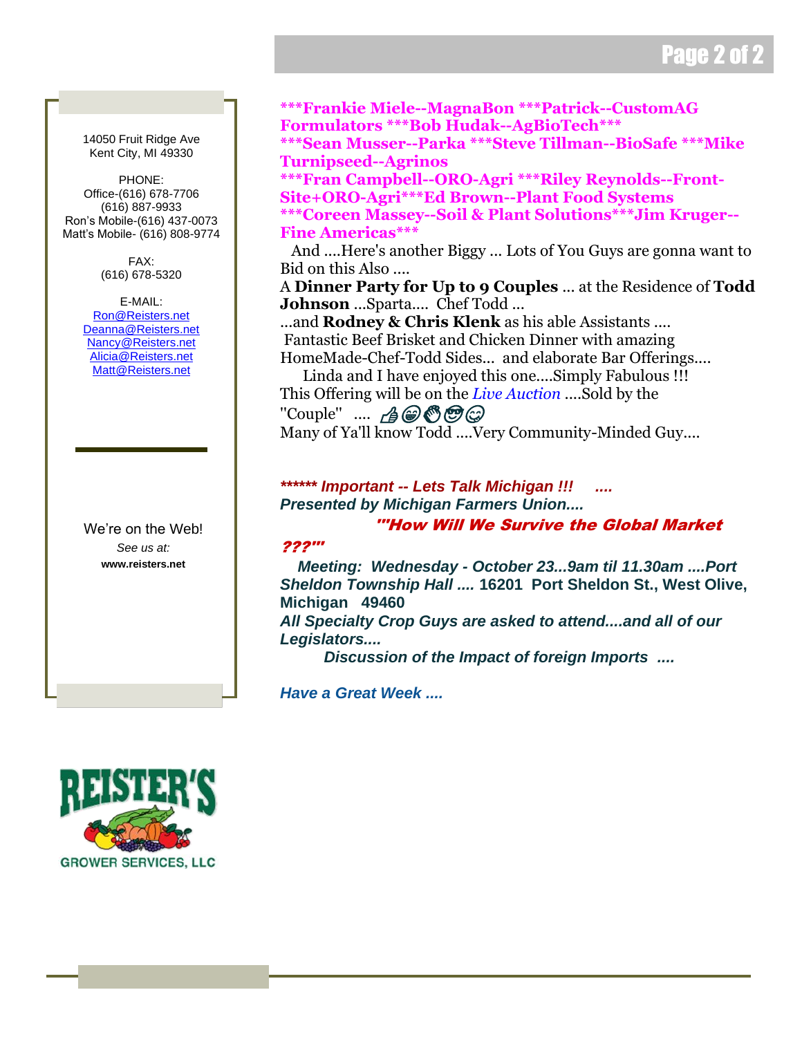14050 Fruit Ridge Ave
Kent City, MI 49330

PHONE:
Office-(616) 678-7706
(616) 887-9933
Ron's Mobile-(616) 437-0073
Matt's Mobile- (616) 808-9774

FAX:
(616) 678-5320

E-MAIL:
Ron@Reisters.net
Deanna@Reisters.net
Nancy@Reisters.net
Alicia@Reisters.net
Matt@Reisters.net

We're on the Web!
*See us at:*
**www.reisters.net**

**REISTER'S GROWER SERVICES, LLC**

**\*\*\*Frankie Miele--MagnaBon \*\*\*Patrick--CustomAG Formulators \*\*\*Bob Hudak--AgBioTech\*\*\***
**\*\*\*Sean Musser--Parka \*\*\*Steve Tillman--BioSafe \*\*\*Mike Turnipseed--Agrinos**
**\*\*\*Fran Campbell--ORO-Agri \*\*\*Riley Reynolds--Front-Site+ORO-Agri\*\*\*Ed Brown--Plant Food Systems**
**\*\*\*Coreen Massey--Soil & Plant Solutions\*\*\*Jim Kruger--Fine Americas\*\*\***

And ....Here's another Biggy ... Lots of You Guys are gonna want to Bid on this Also ....

A **Dinner Party for Up to 9 Couples** ... at the Residence of **Todd Johnson** ...Sparta.... Chef Todd ...

...and **Rodney & Chris Klenk** as his able Assistants ....

Fantastic Beef Brisket and Chicken Dinner with amazing HomeMade-Chef-Todd Sides... and elaborate Bar Offerings....

Linda and I have enjoyed this one....Simply Fabulous !!!

This Offering will be on the *Live Auction* ....Sold by the "Couple" .... 👍😁👏😎😋

Many of Ya'll know Todd ....Very Community-Minded Guy....

***\*\*\*\*\*\* Important -- Lets Talk Michigan !!! ....***

***Presented by Michigan Farmers Union....***

***"How Will We Survive the Global Market ???"***

***Meeting: Wednesday - October 23...9am til 11.30am ....Port Sheldon Township Hall ....*** **16201 Port Sheldon St., West Olive, Michigan 49460**

***All Specialty Crop Guys are asked to attend....and all of our Legislators....***

***Discussion of the Impact of foreign Imports ....***

***Have a Great Week ....***